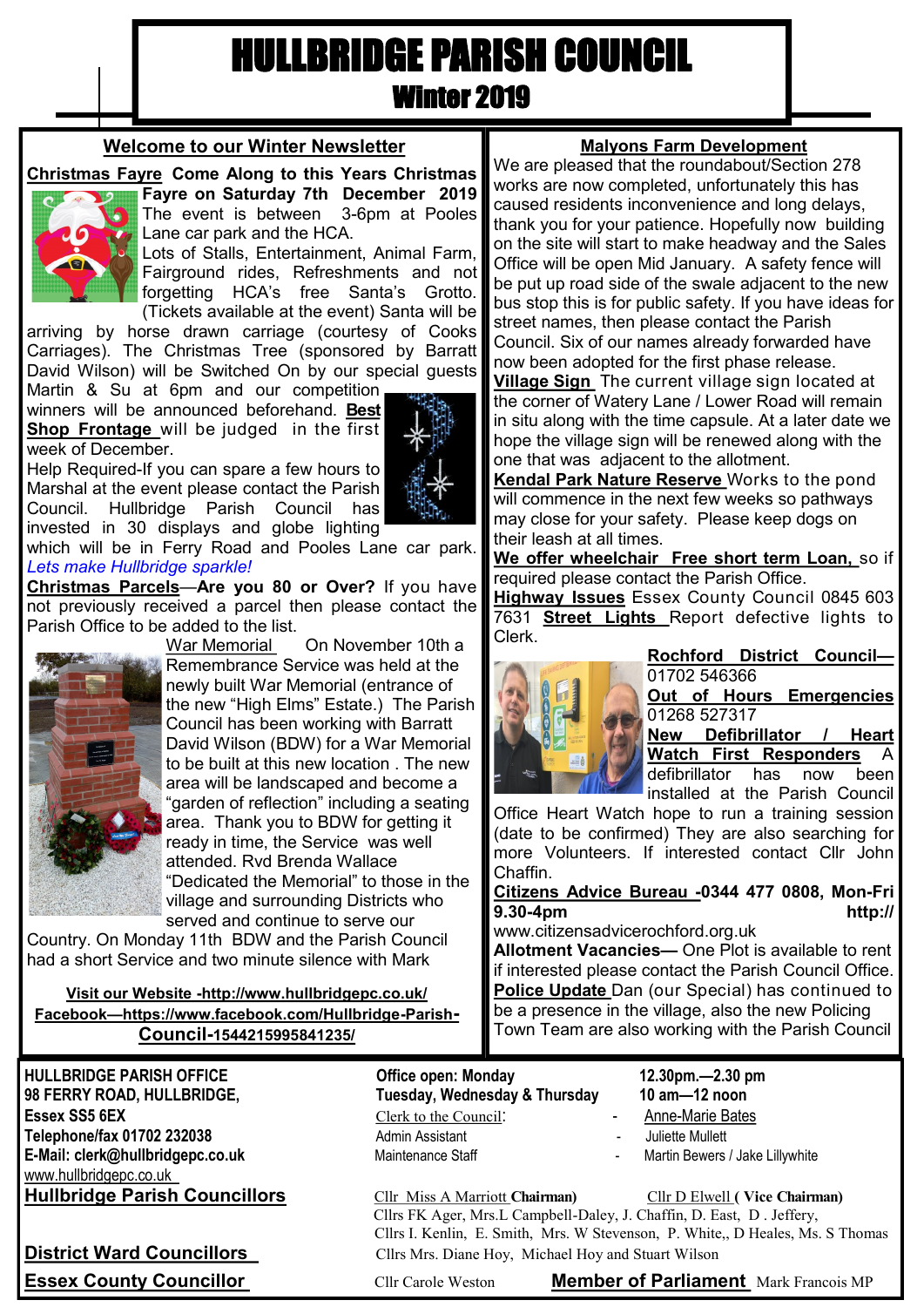# HULLBRIDGE PARISH COUNCIL

## Winter 2019

### Welcome to our Winter Newsletter

**Christmas Fayre** **Come Along to this Years Christmas Fayre on Saturday 7th December 2019** The event is between 3-6pm at Pooles Lane car park and the HCA. Lots of Stalls, Entertainment, Animal Farm, Fairground rides, Refreshments and not forgetting HCA's free Santa's Grotto. (Tickets available at the event) Santa will be arriving by horse drawn carriage (courtesy of Cooks Carriages). The Christmas Tree (sponsored by Barratt David Wilson) will be Switched On by our special guests Martin & Su at 6pm and our competition winners will be announced beforehand. **Best Shop Frontage** will be judged in the first week of December.

Help Required-If you can spare a few hours to Marshal at the event please contact the Parish Council. Hullbridge Parish Council has invested in 30 displays and globe lighting which will be in Ferry Road and Pooles Lane car park. *Lets make Hullbridge sparkle!*

**Christmas Parcels—Are you 80 or Over?** If you have not previously received a parcel then please contact the Parish Office to be added to the list.

War Memorial On November 10th a Remembrance Service was held at the newly built War Memorial (entrance of the new "High Elms" Estate.) The Parish Council has been working with Barratt David Wilson (BDW) for a War Memorial to be built at this new location . The new area will be landscaped and become a "garden of reflection" including a seating area. Thank you to BDW for getting it ready in time, the Service was well attended. Rvd Brenda Wallace "Dedicated the Memorial" to those in the village and surrounding Districts who served and continue to serve our Country. On Monday 11th BDW and the Parish Council had a short Service and two minute silence with Mark

**Visit our Website -http://www.hullbridgepc.co.uk/**

**Facebook—https://www.facebook.com/Hullbridge-Parish-Council-1544215995841235/**

### Malyons Farm Development

We are pleased that the roundabout/Section 278 works are now completed, unfortunately this has caused residents inconvenience and long delays, thank you for your patience. Hopefully now building on the site will start to make headway and the Sales Office will be open Mid January. A safety fence will be put up road side of the swale adjacent to the new bus stop this is for public safety. If you have ideas for street names, then please contact the Parish Council. Six of our names already forwarded have now been adopted for the first phase release.

**Village Sign** The current village sign located at the corner of Watery Lane / Lower Road will remain in situ along with the time capsule. At a later date we hope the village sign will be renewed along with the one that was adjacent to the allotment.

**Kendal Park Nature Reserve** Works to the pond will commence in the next few weeks so pathways may close for your safety. Please keep dogs on their leash at all times.

**We offer wheelchair Free short term Loan,** so if required please contact the Parish Office.

**Highway Issues** Essex County Council 0845 603 7631 **Street Lights** Report defective lights to Clerk.

**Rochford District Council—** 01702 546366

**Out of Hours Emergencies** 01268 527317

**New Defibrillator / Heart Watch First Responders** A defibrillator has now been installed at the Parish Council Office Heart Watch hope to run a training session (date to be confirmed) They are also searching for more Volunteers. If interested contact Cllr John Chaffin.

**Citizens Advice Bureau -0344 477 0808, Mon-Fri 9.30-4pm http://** www.citizensadvicerochford.org.uk

**Allotment Vacancies—** One Plot is available to rent if interested please contact the Parish Council Office.

**Police Update** Dan (our Special) has continued to be a presence in the village, also the new Policing Town Team are also working with the Parish Council

---

**HULLBRIDGE PARISH OFFICE**
**98 FERRY ROAD, HULLBRIDGE,**
**Essex SS5 6EX**
**Telephone/fax 01702 232038**
**E-Mail: clerk@hullbridgepc.co.uk**
www.hullbridgepc.co.uk

**Office open: Monday** — **12.30pm.—2.30 pm**
**Tuesday, Wednesday & Thursday** — **10 am—12 noon**

Clerk to the Council: - Anne-Marie Bates
Admin Assistant - Juliette Mullett
Maintenance Staff - Martin Bewers / Jake Lillywhite

**Hullbridge Parish Councillors**

Cllr Miss A Marriott **Chairman)** Cllr D Elwell **( Vice Chairman)**
Cllrs FK Ager, Mrs.L Campbell-Daley, J. Chaffin, D. East, D . Jeffery,
Cllrs I. Kenlin, E. Smith, Mrs. W Stevenson, P. White,, D Heales, Ms. S Thomas

**District Ward Councillors** Cllrs Mrs. Diane Hoy, Michael Hoy and Stuart Wilson

**Essex County Councillor** Cllr Carole Weston **Member of Parliament** Mark Francois MP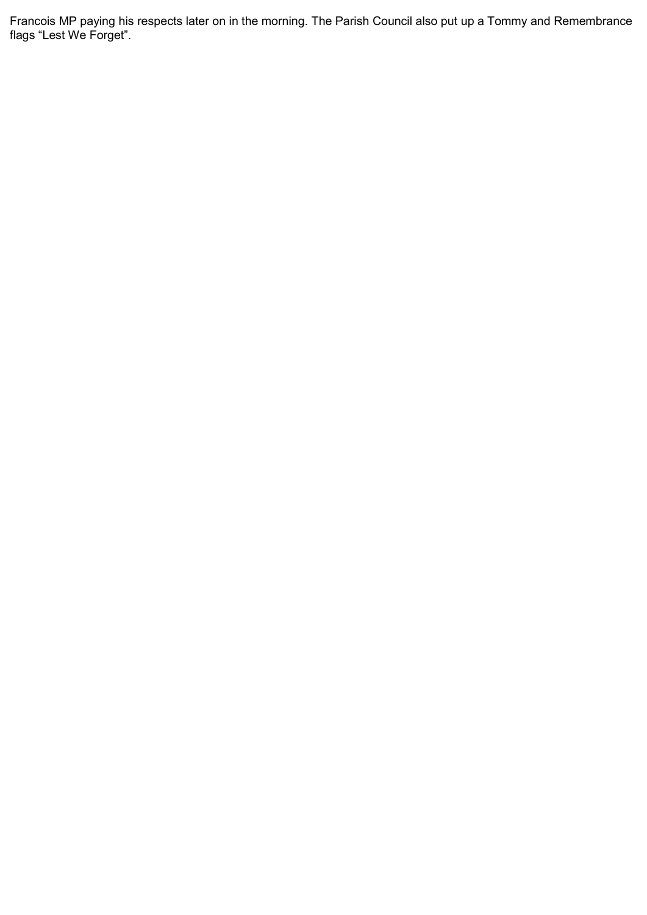Francois MP paying his respects later on in the morning. The Parish Council also put up a Tommy and Remembrance flags “Lest We Forget”.